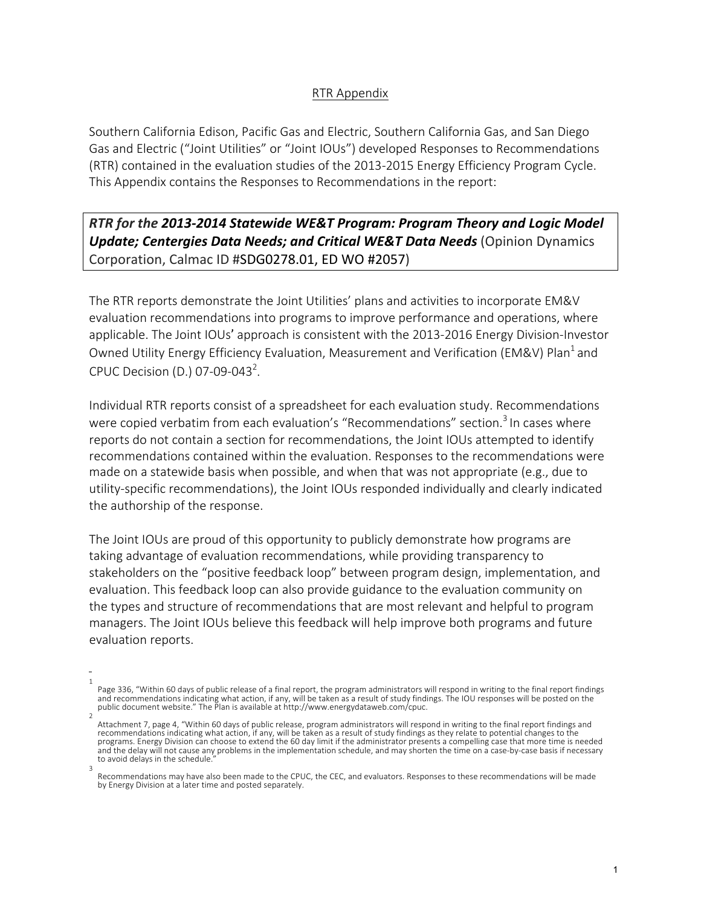## RTR Appendix

Southern California Edison, Pacific Gas and Electric, Southern California Gas, and San Diego Gas and Electric ("Joint Utilities" or "Joint IOUs") developed Responses to Recommendations (RTR) contained in the evaluation studies of the 2013-2015 Energy Efficiency Program Cycle. This Appendix contains the Responses to Recommendations in the report:

> ***RTR for the 2013-2014 Statewide WE&T Program: Program Theory and Logic Model Update; Centergies Data Needs; and Critical WE&T Data Needs*** (Opinion Dynamics Corporation, Calmac ID #SDG0278.01, ED WO #2057)

The RTR reports demonstrate the Joint Utilities' plans and activities to incorporate EM&V evaluation recommendations into programs to improve performance and operations, where applicable. The Joint IOUs' approach is consistent with the 2013-2016 Energy Division-Investor Owned Utility Energy Efficiency Evaluation, Measurement and Verification (EM&V) Plan[1] and CPUC Decision (D.) 07-09-043[2].

Individual RTR reports consist of a spreadsheet for each evaluation study. Recommendations were copied verbatim from each evaluation's "Recommendations" section.[3] In cases where reports do not contain a section for recommendations, the Joint IOUs attempted to identify recommendations contained within the evaluation. Responses to the recommendations were made on a statewide basis when possible, and when that was not appropriate (e.g., due to utility-specific recommendations), the Joint IOUs responded individually and clearly indicated the authorship of the response.

The Joint IOUs are proud of this opportunity to publicly demonstrate how programs are taking advantage of evaluation recommendations, while providing transparency to stakeholders on the "positive feedback loop" between program design, implementation, and evaluation. This feedback loop can also provide guidance to the evaluation community on the types and structure of recommendations that are most relevant and helpful to program managers. The Joint IOUs believe this feedback will help improve both programs and future evaluation reports.

---

[1] Page 336, "Within 60 days of public release of a final report, the program administrators will respond in writing to the final report findings and recommendations indicating what action, if any, will be taken as a result of study findings. The IOU responses will be posted on the public document website." The Plan is available at http://www.energydataweb.com/cpuc.

[2] Attachment 7, page 4, "Within 60 days of public release, program administrators will respond in writing to the final report findings and recommendations indicating what action, if any, will be taken as a result of study findings as they relate to potential changes to the programs. Energy Division can choose to extend the 60 day limit if the administrator presents a compelling case that more time is needed and the delay will not cause any problems in the implementation schedule, and may shorten the time on a case-by-case basis if necessary to avoid delays in the schedule."

[3] Recommendations may have also been made to the CPUC, the CEC, and evaluators. Responses to these recommendations will be made by Energy Division at a later time and posted separately.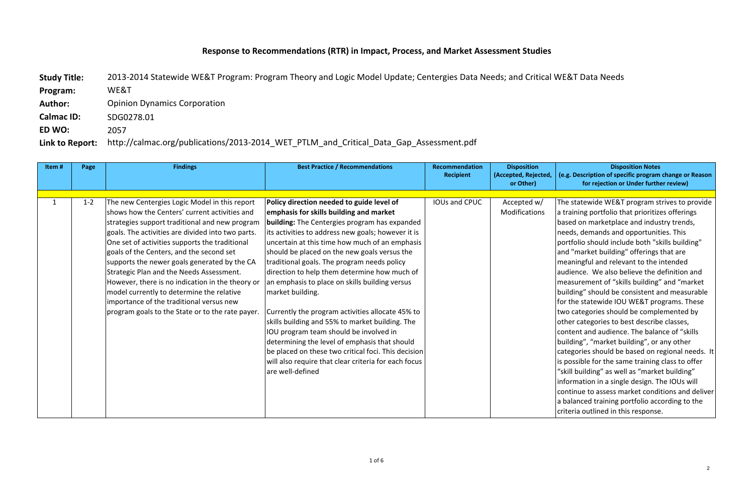## Response to Recommendations (RTR) in Impact, Process, and Market Assessment Studies

**Study Title:** 2013-2014 Statewide WE&T Program: Program Theory and Logic Model Update; Centergies Data Needs; and Critical WE&T Data Needs

**Program:** WE&T

**Author:** Opinion Dynamics Corporation

**Calmac ID:** SDG0278.01

**ED WO:** 2057

**Link to Report:** http://calmac.org/publications/2013-2014_WET_PTLM_and_Critical_Data_Gap_Assessment.pdf

| Item # | Page | Findings | Best Practice / Recommendations | Recommendation Recipient | Disposition (Accepted, Rejected, or Other) | Disposition Notes (e.g. Description of specific program change or Reason for rejection or Under further review) |
|---|---|---|---|---|---|---|
| | | | | | | |
| 1 | 1-2 | The new Centergies Logic Model in this report shows how the Centers' current activities and strategies support traditional and new program goals. The activities are divided into two parts. One set of activities supports the traditional goals of the Centers, and the second set supports the newer goals generated by the CA Strategic Plan and the Needs Assessment. However, there is no indication in the theory or model currently to determine the relative importance of the traditional versus new program goals to the State or to the rate payer. | **Policy direction needed to guide level of emphasis for skills building and market building:** The Centergies program has expanded its activities to address new goals; however it is uncertain at this time how much of an emphasis should be placed on the new goals versus the traditional goals. The program needs policy direction to help them determine how much of an emphasis to place on skills building versus market building.<br><br>Currently the program activities allocate 45% to skills building and 55% to market building. The IOU program team should be involved in determining the level of emphasis that should be placed on these two critical foci. This decision will also require that clear criteria for each focus are well-defined | IOUs and CPUC | Accepted w/ Modifications | The statewide WE&T program strives to provide a training portfolio that prioritizes offerings based on marketplace and industry trends, needs, demands and opportunities. This portfolio should include both "skills building" and "market building" offerings that are meaningful and relevant to the intended audience. We also believe the definition and measurement of "skills building" and "market building" should be consistent and measurable for the statewide IOU WE&T programs. These two categories should be complemented by other categories to best describe classes, content and audience. The balance of "skills building", "market building", or any other categories should be based on regional needs. It is possible for the same training class to offer "skill building" as well as "market building" information in a single design. The IOUs will continue to assess market conditions and deliver a balanced training portfolio according to the criteria outlined in this response. |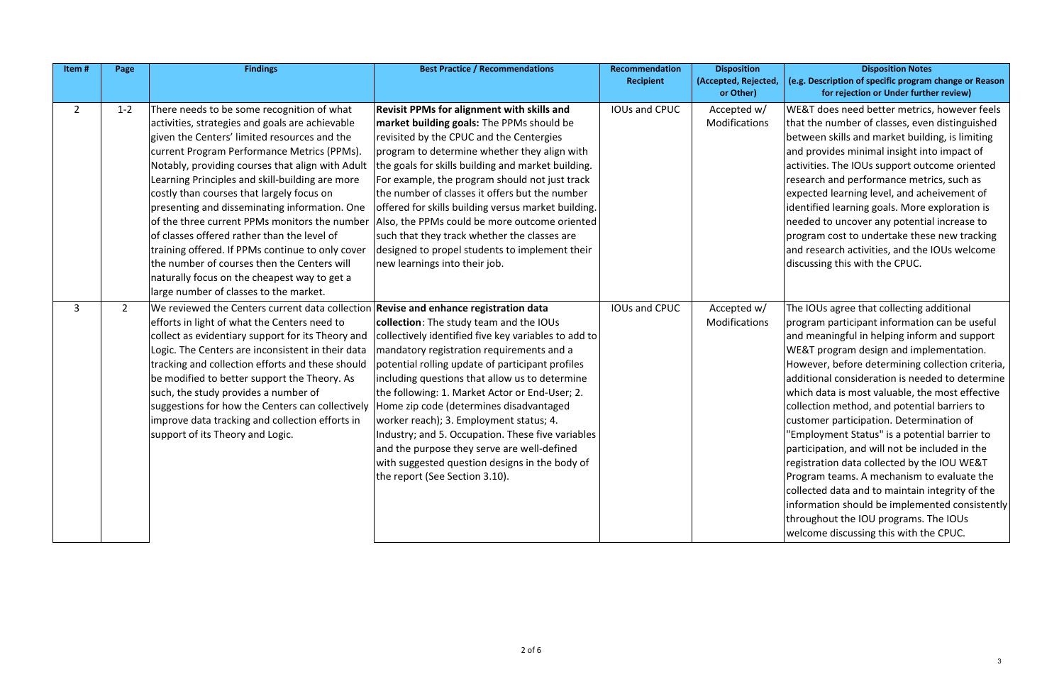| Item # | Page | Findings | Best Practice / Recommendations | Recommendation Recipient | Disposition (Accepted, Rejected, or Other) | Disposition Notes (e.g. Description of specific program change or Reason for rejection or Under further review) |
|---|---|---|---|---|---|---|
| 2 | 1-2 | There needs to be some recognition of what activities, strategies and goals are achievable given the Centers' limited resources and the current Program Performance Metrics (PPMs). Notably, providing courses that align with Adult Learning Principles and skill-building are more costly than courses that largely focus on presenting and disseminating information. One of the three current PPMs monitors the number of classes offered rather than the level of training offered. If PPMs continue to only cover the number of courses then the Centers will naturally focus on the cheapest way to get a large number of classes to the market. | **Revisit PPMs for alignment with skills and market building goals:** The PPMs should be revisited by the CPUC and the Centergies program to determine whether they align with the goals for skills building and market building. For example, the program should not just track the number of classes it offers but the number offered for skills building versus market building. Also, the PPMs could be more outcome oriented such that they track whether the classes are designed to propel students to implement their new learnings into their job. | IOUs and CPUC | Accepted w/ Modifications | WE&T does need better metrics, however feels that the number of classes, even distinguished between skills and market building, is limiting and provides minimal insight into impact of activities. The IOUs support outcome oriented research and performance metrics, such as expected learning level, and acheivement of identified learning goals. More exploration is needed to uncover any potential increase to program cost to undertake these new tracking and research activities, and the IOUs welcome discussing this with the CPUC. |
| 3 | 2 | We reviewed the Centers current data collection efforts in light of what the Centers need to collect as evidentiary support for its Theory and Logic. The Centers are inconsistent in their data tracking and collection efforts and these should be modified to better support the Theory. As such, the study provides a number of suggestions for how the Centers can collectively improve data tracking and collection efforts in support of its Theory and Logic. | **Revise and enhance registration data collection**: The study team and the IOUs collectively identified five key variables to add to mandatory registration requirements and a potential rolling update of participant profiles including questions that allow us to determine the following: 1. Market Actor or End-User; 2. Home zip code (determines disadvantaged worker reach); 3. Employment status; 4. Industry; and 5. Occupation. These five variables and the purpose they serve are well-defined with suggested question designs in the body of the report (See Section 3.10). | IOUs and CPUC | Accepted w/ Modifications | The IOUs agree that collecting additional program participant information can be useful and meaningful in helping inform and support WE&T program design and implementation. However, before determining collection criteria, additional consideration is needed to determine which data is most valuable, the most effective collection method, and potential barriers to customer participation. Determination of "Employment Status" is a potential barrier to participation, and will not be included in the registration data collected by the IOU WE&T Program teams. A mechanism to evaluate the collected data and to maintain integrity of the information should be implemented consistently throughout the IOU programs. The IOUs welcome discussing this with the CPUC. |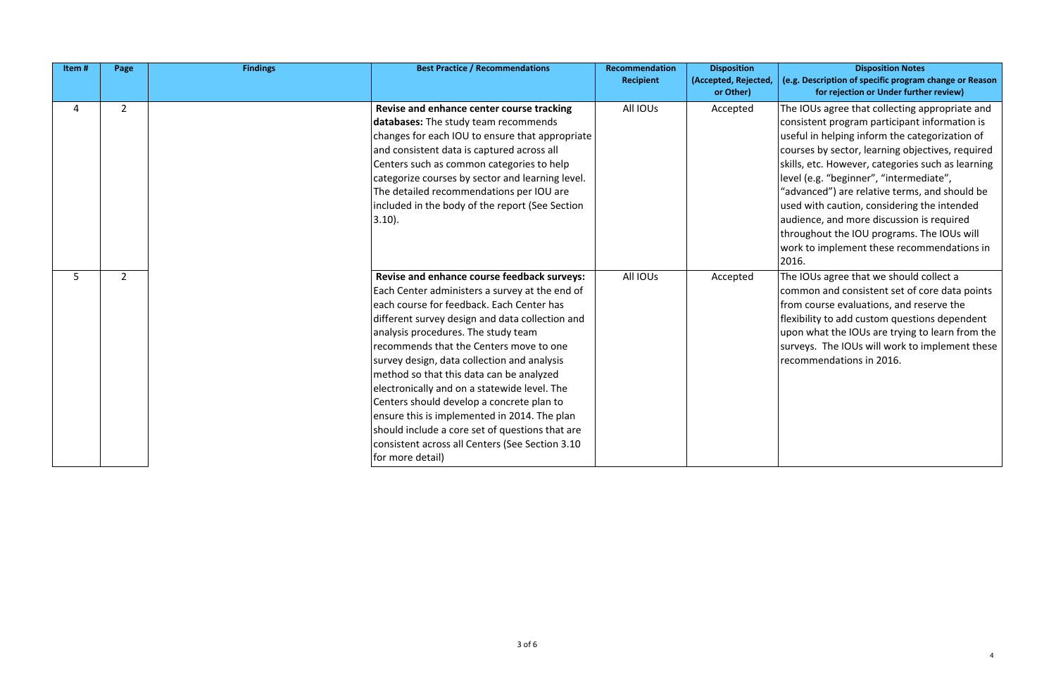| Item # | Page | Findings | Best Practice / Recommendations | Recommendation Recipient | Disposition (Accepted, Rejected, or Other) | Disposition Notes (e.g. Description of specific program change or Reason for rejection or Under further review) |
|---|---|---|---|---|---|---|
| 4 | 2 | | **Revise and enhance center course tracking databases:** The study team recommends changes for each IOU to ensure that appropriate and consistent data is captured across all Centers such as common categories to help categorize courses by sector and learning level. The detailed recommendations per IOU are included in the body of the report (See Section 3.10). | All IOUs | Accepted | The IOUs agree that collecting appropriate and consistent program participant information is useful in helping inform the categorization of courses by sector, learning objectives, required skills, etc. However, categories such as learning level (e.g. "beginner", "intermediate", "advanced") are relative terms, and should be used with caution, considering the intended audience, and more discussion is required throughout the IOU programs. The IOUs will work to implement these recommendations in 2016. |
| 5 | 2 | | **Revise and enhance course feedback surveys:** Each Center administers a survey at the end of each course for feedback. Each Center has different survey design and data collection and analysis procedures. The study team recommends that the Centers move to one survey design, data collection and analysis method so that this data can be analyzed electronically and on a statewide level. The Centers should develop a concrete plan to ensure this is implemented in 2014. The plan should include a core set of questions that are consistent across all Centers (See Section 3.10 for more detail) | All IOUs | Accepted | The IOUs agree that we should collect a common and consistent set of core data points from course evaluations, and reserve the flexibility to add custom questions dependent upon what the IOUs are trying to learn from the surveys. The IOUs will work to implement these recommendations in 2016. |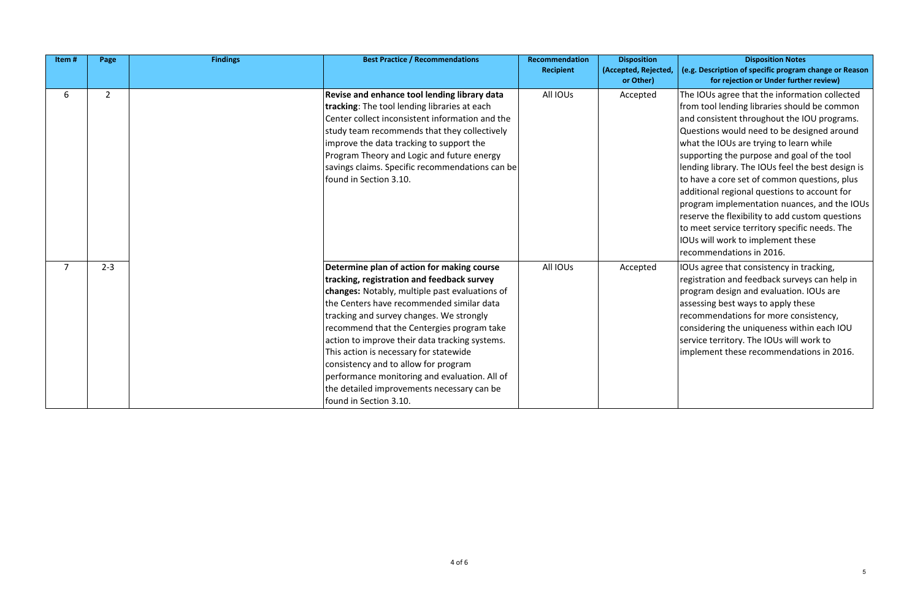| Item # | Page | Findings | Best Practice / Recommendations | Recommendation Recipient | Disposition (Accepted, Rejected, or Other) | Disposition Notes (e.g. Description of specific program change or Reason for rejection or Under further review) |
|---|---|---|---|---|---|---|
| 6 | 2 | | **Revise and enhance tool lending library data tracking**: The tool lending libraries at each Center collect inconsistent information and the study team recommends that they collectively improve the data tracking to support the Program Theory and Logic and future energy savings claims. Specific recommendations can be found in Section 3.10. | All IOUs | Accepted | The IOUs agree that the information collected from tool lending libraries should be common and consistent throughout the IOU programs. Questions would need to be designed around what the IOUs are trying to learn while supporting the purpose and goal of the tool lending library. The IOUs feel the best design is to have a core set of common questions, plus additional regional questions to account for program implementation nuances, and the IOUs reserve the flexibility to add custom questions to meet service territory specific needs. The IOUs will work to implement these recommendations in 2016. |
| 7 | 2-3 | | **Determine plan of action for making course tracking, registration and feedback survey changes:** Notably, multiple past evaluations of the Centers have recommended similar data tracking and survey changes. We strongly recommend that the Centergies program take action to improve their data tracking systems. This action is necessary for statewide consistency and to allow for program performance monitoring and evaluation. All of the detailed improvements necessary can be found in Section 3.10. | All IOUs | Accepted | IOUs agree that consistency in tracking, registration and feedback surveys can help in program design and evaluation. IOUs are assessing best ways to apply these recommendations for more consistency, considering the uniqueness within each IOU service territory. The IOUs will work to implement these recommendations in 2016. |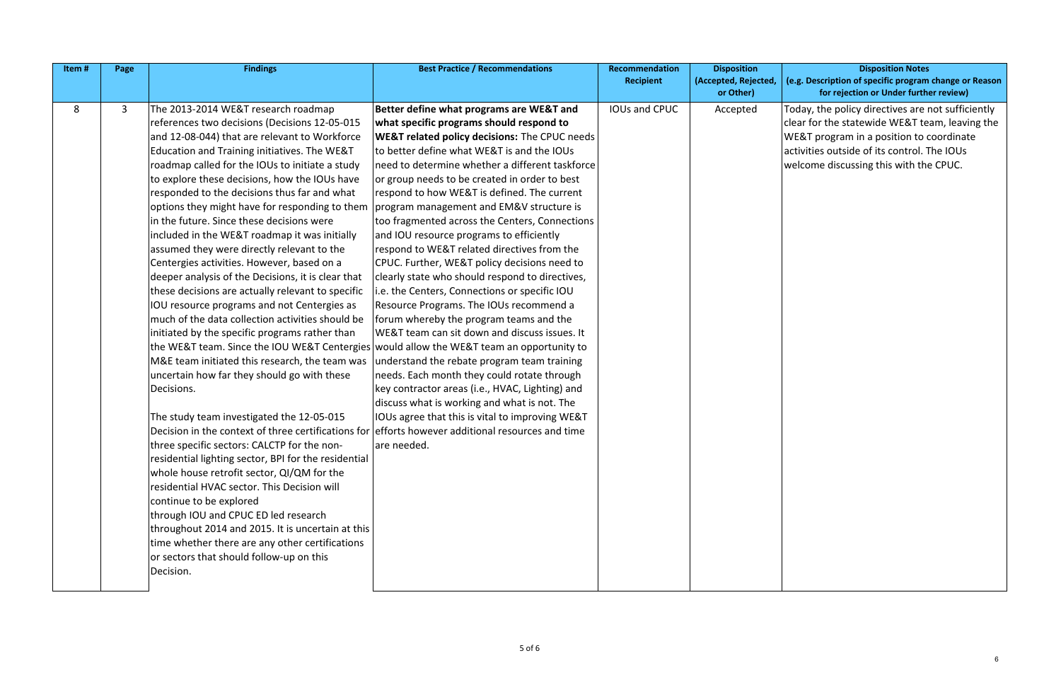| Item # | Page | Findings | Best Practice / Recommendations | Recommendation Recipient | Disposition (Accepted, Rejected, or Other) | Disposition Notes (e.g. Description of specific program change or Reason for rejection or Under further review) |
|---|---|---|---|---|---|---|
| 8 | 3 | The 2013-2014 WE&T research roadmap references two decisions (Decisions 12-05-015 and 12-08-044) that are relevant to Workforce Education and Training initiatives. The WE&T roadmap called for the IOUs to initiate a study to explore these decisions, how the IOUs have responded to the decisions thus far and what options they might have for responding to them in the future. Since these decisions were included in the WE&T roadmap it was initially assumed they were directly relevant to the Centergies activities. However, based on a deeper analysis of the Decisions, it is clear that these decisions are actually relevant to specific IOU resource programs and not Centergies as much of the data collection activities should be initiated by the specific programs rather than the WE&T team. Since the IOU WE&T Centergies M&E team initiated this research, the team was uncertain how far they should go with these Decisions.<br><br>The study team investigated the 12-05-015 Decision in the context of three certifications for three specific sectors: CALCTP for the non-residential lighting sector, BPI for the residential whole house retrofit sector, QI/QM for the residential HVAC sector. This Decision will continue to be explored through IOU and CPUC ED led research throughout 2014 and 2015. It is uncertain at this time whether there are any other certifications or sectors that should follow-up on this Decision. | **Better define what programs are WE&T and what specific programs should respond to WE&T related policy decisions:** The CPUC needs to better define what WE&T is and the IOUs need to determine whether a different taskforce or group needs to be created in order to best respond to how WE&T is defined. The current program management and EM&V structure is too fragmented across the Centers, Connections and IOU resource programs to efficiently respond to WE&T related directives from the CPUC. Further, WE&T policy decisions need to clearly state who should respond to directives, i.e. the Centers, Connections or specific IOU Resource Programs. The IOUs recommend a forum whereby the program teams and the WE&T team can sit down and discuss issues. It would allow the WE&T team an opportunity to understand the rebate program team training needs. Each month they could rotate through key contractor areas (i.e., HVAC, Lighting) and discuss what is working and what is not. The IOUs agree that this is vital to improving WE&T efforts however additional resources and time are needed. | IOUs and CPUC | Accepted | Today, the policy directives are not sufficiently clear for the statewide WE&T team, leaving the WE&T program in a position to coordinate activities outside of its control. The IOUs welcome discussing this with the CPUC. |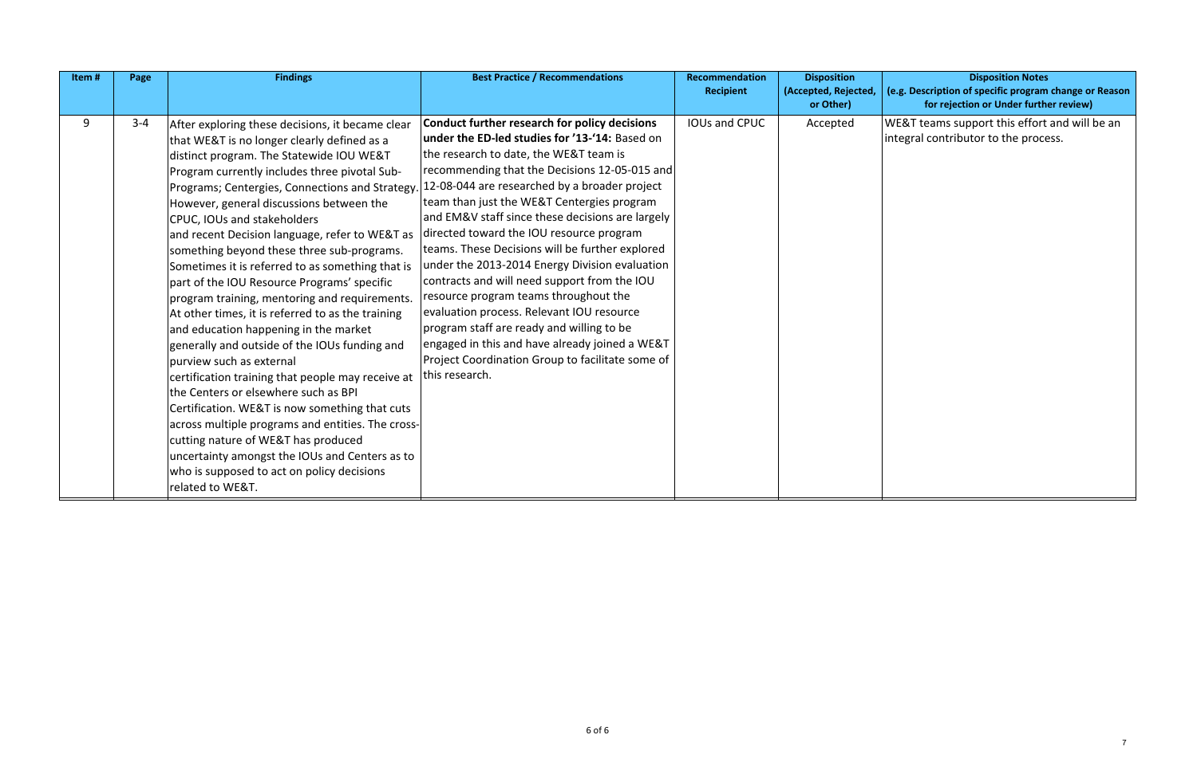| Item # | Page | Findings | Best Practice / Recommendations | Recommendation Recipient | Disposition (Accepted, Rejected, or Other) | Disposition Notes (e.g. Description of specific program change or Reason for rejection or Under further review) |
|---|---|---|---|---|---|---|
| 9 | 3-4 | After exploring these decisions, it became clear that WE&T is no longer clearly defined as a distinct program. The Statewide IOU WE&T Program currently includes three pivotal Sub-Programs; Centergies, Connections and Strategy. However, general discussions between the CPUC, IOUs and stakeholders and recent Decision language, refer to WE&T as something beyond these three sub-programs. Sometimes it is referred to as something that is part of the IOU Resource Programs' specific program training, mentoring and requirements. At other times, it is referred to as the training and education happening in the market generally and outside of the IOUs funding and purview such as external certification training that people may receive at the Centers or elsewhere such as BPI Certification. WE&T is now something that cuts across multiple programs and entities. The cross-cutting nature of WE&T has produced uncertainty amongst the IOUs and Centers as to who is supposed to act on policy decisions related to WE&T. | **Conduct further research for policy decisions under the ED-led studies for '13-'14:** Based on the research to date, the WE&T team is recommending that the Decisions 12-05-015 and 12-08-044 are researched by a broader project team than just the WE&T Centergies program and EM&V staff since these decisions are largely directed toward the IOU resource program teams. These Decisions will be further explored under the 2013-2014 Energy Division evaluation contracts and will need support from the IOU resource program teams throughout the evaluation process. Relevant IOU resource program staff are ready and willing to be engaged in this and have already joined a WE&T Project Coordination Group to facilitate some of this research. | IOUs and CPUC | Accepted | WE&T teams support this effort and will be an integral contributor to the process. |